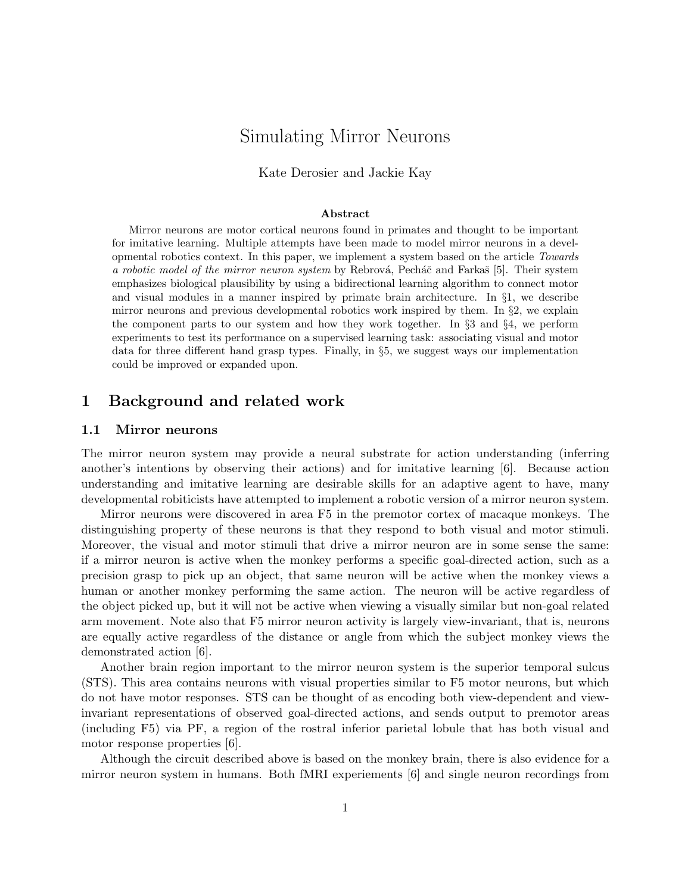# Simulating Mirror Neurons

Kate Derosier and Jackie Kay

### Abstract

Mirror neurons are motor cortical neurons found in primates and thought to be important for imitative learning. Multiple attempts have been made to model mirror neurons in a developmental robotics context. In this paper, we implement a system based on the article *Towards a robotic model of the mirror neuron system* by Rebrová, Pecháč and Farkaš [5]. Their system emphasizes biological plausibility by using a bidirectional learning algorithm to connect motor and visual modules in a manner inspired by primate brain architecture. In §1, we describe mirror neurons and previous developmental robotics work inspired by them. In §2, we explain the component parts to our system and how they work together. In §3 and §4, we perform experiments to test its performance on a supervised learning task: associating visual and motor data for three different hand grasp types. Finally, in §5, we suggest ways our implementation could be improved or expanded upon.

## 1 Background and related work

### 1.1 Mirror neurons

The mirror neuron system may provide a neural substrate for action understanding (inferring another's intentions by observing their actions) and for imitative learning [6]. Because action understanding and imitative learning are desirable skills for an adaptive agent to have, many developmental robiticists have attempted to implement a robotic version of a mirror neuron system.

Mirror neurons were discovered in area F5 in the premotor cortex of macaque monkeys. The distinguishing property of these neurons is that they respond to both visual and motor stimuli. Moreover, the visual and motor stimuli that drive a mirror neuron are in some sense the same: if a mirror neuron is active when the monkey performs a specific goal-directed action, such as a precision grasp to pick up an object, that same neuron will be active when the monkey views a human or another monkey performing the same action. The neuron will be active regardless of the object picked up, but it will not be active when viewing a visually similar but non-goal related arm movement. Note also that F5 mirror neuron activity is largely view-invariant, that is, neurons are equally active regardless of the distance or angle from which the subject monkey views the demonstrated action [6].

Another brain region important to the mirror neuron system is the superior temporal sulcus (STS). This area contains neurons with visual properties similar to F5 motor neurons, but which do not have motor responses. STS can be thought of as encoding both view-dependent and view-invariant representations of observed goal-directed actions, and sends output to premotor areas (including F5) via PF, a region of the rostral inferior parietal lobule that has both visual and motor response properties [6].

Although the circuit described above is based on the monkey brain, there is also evidence for a mirror neuron system in humans. Both fMRI experiements [6] and single neuron recordings from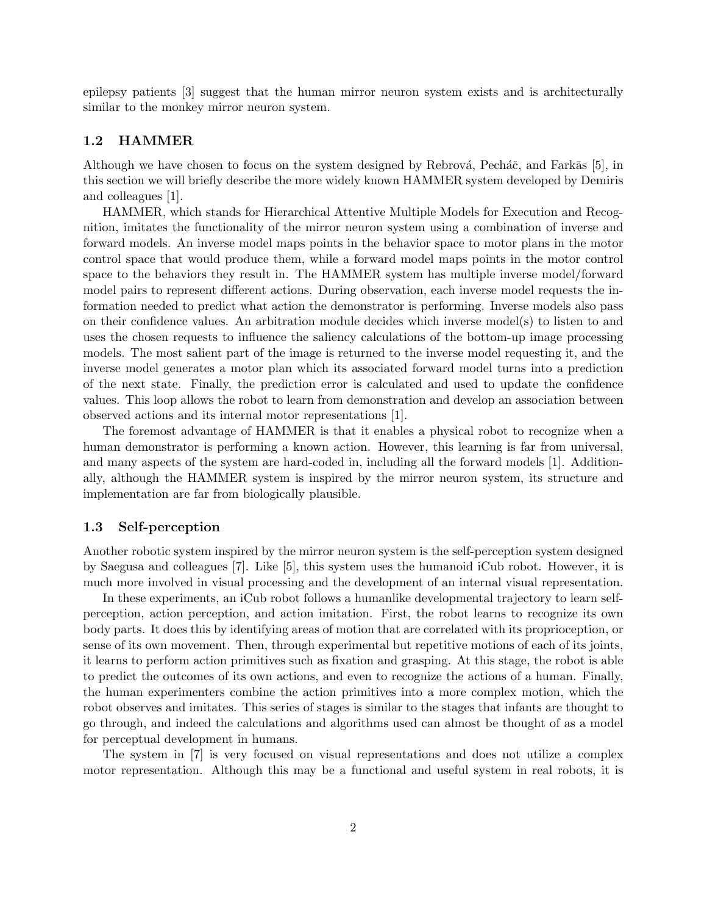epilepsy patients [3] suggest that the human mirror neuron system exists and is architecturally similar to the monkey mirror neuron system.

### 1.2 HAMMER

Although we have chosen to focus on the system designed by Rebrová, Pecháč, and Farkǎs [5], in this section we will briefly describe the more widely known HAMMER system developed by Demiris and colleagues [1].

HAMMER, which stands for Hierarchical Attentive Multiple Models for Execution and Recognition, imitates the functionality of the mirror neuron system using a combination of inverse and forward models. An inverse model maps points in the behavior space to motor plans in the motor control space that would produce them, while a forward model maps points in the motor control space to the behaviors they result in. The HAMMER system has multiple inverse model/forward model pairs to represent different actions. During observation, each inverse model requests the information needed to predict what action the demonstrator is performing. Inverse models also pass on their confidence values. An arbitration module decides which inverse model(s) to listen to and uses the chosen requests to influence the saliency calculations of the bottom-up image processing models. The most salient part of the image is returned to the inverse model requesting it, and the inverse model generates a motor plan which its associated forward model turns into a prediction of the next state. Finally, the prediction error is calculated and used to update the confidence values. This loop allows the robot to learn from demonstration and develop an association between observed actions and its internal motor representations [1].

The foremost advantage of HAMMER is that it enables a physical robot to recognize when a human demonstrator is performing a known action. However, this learning is far from universal, and many aspects of the system are hard-coded in, including all the forward models [1]. Additionally, although the HAMMER system is inspired by the mirror neuron system, its structure and implementation are far from biologically plausible.

### 1.3 Self-perception

Another robotic system inspired by the mirror neuron system is the self-perception system designed by Saegusa and colleagues [7]. Like [5], this system uses the humanoid iCub robot. However, it is much more involved in visual processing and the development of an internal visual representation.

In these experiments, an iCub robot follows a humanlike developmental trajectory to learn self-perception, action perception, and action imitation. First, the robot learns to recognize its own body parts. It does this by identifying areas of motion that are correlated with its proprioception, or sense of its own movement. Then, through experimental but repetitive motions of each of its joints, it learns to perform action primitives such as fixation and grasping. At this stage, the robot is able to predict the outcomes of its own actions, and even to recognize the actions of a human. Finally, the human experimenters combine the action primitives into a more complex motion, which the robot observes and imitates. This series of stages is similar to the stages that infants are thought to go through, and indeed the calculations and algorithms used can almost be thought of as a model for perceptual development in humans.

The system in [7] is very focused on visual representations and does not utilize a complex motor representation. Although this may be a functional and useful system in real robots, it is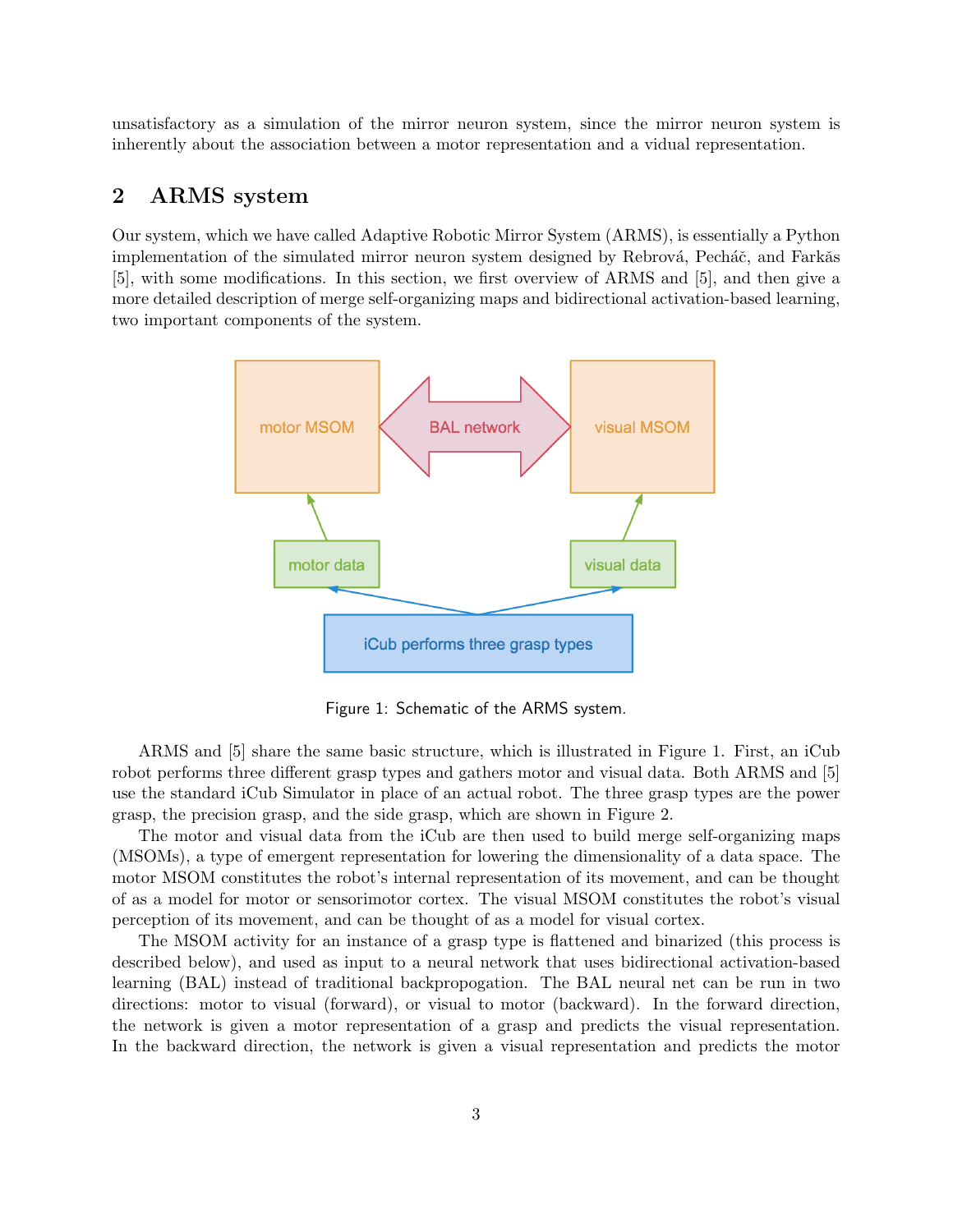unsatisfactory as a simulation of the mirror neuron system, since the mirror neuron system is inherently about the association between a motor representation and a vidual representation.

## 2 ARMS system

Our system, which we have called Adaptive Robotic Mirror System (ARMS), is essentially a Python implementation of the simulated mirror neuron system designed by Rebrová, Pecháč, and Farkǎs [5], with some modifications. In this section, we first overview of ARMS and [5], and then give a more detailed description of merge self-organizing maps and bidirectional activation-based learning, two important components of the system.

Figure 1: Schematic of the ARMS system.

ARMS and [5] share the same basic structure, which is illustrated in Figure 1. First, an iCub robot performs three different grasp types and gathers motor and visual data. Both ARMS and [5] use the standard iCub Simulator in place of an actual robot. The three grasp types are the power grasp, the precision grasp, and the side grasp, which are shown in Figure 2.

The motor and visual data from the iCub are then used to build merge self-organizing maps (MSOMs), a type of emergent representation for lowering the dimensionality of a data space. The motor MSOM constitutes the robot's internal representation of its movement, and can be thought of as a model for motor or sensorimotor cortex. The visual MSOM constitutes the robot's visual perception of its movement, and can be thought of as a model for visual cortex.

The MSOM activity for an instance of a grasp type is flattened and binarized (this process is described below), and used as input to a neural network that uses bidirectional activation-based learning (BAL) instead of traditional backpropogation. The BAL neural net can be run in two directions: motor to visual (forward), or visual to motor (backward). In the forward direction, the network is given a motor representation of a grasp and predicts the visual representation. In the backward direction, the network is given a visual representation and predicts the motor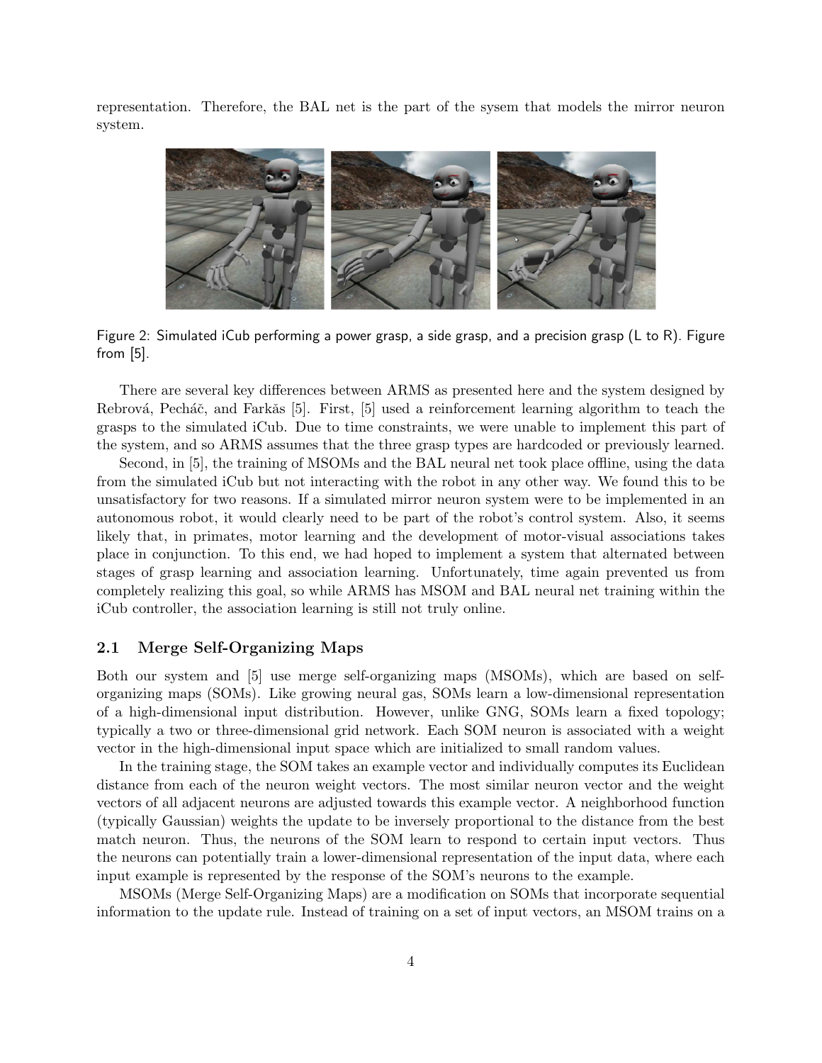representation. Therefore, the BAL net is the part of the sysem that models the mirror neuron system.

Figure 2: Simulated iCub performing a power grasp, a side grasp, and a precision grasp (L to R). Figure from [5].

There are several key differences between ARMS as presented here and the system designed by Rebrová, Pecháč, and Farkăs [5]. First, [5] used a reinforcement learning algorithm to teach the grasps to the simulated iCub. Due to time constraints, we were unable to implement this part of the system, and so ARMS assumes that the three grasp types are hardcoded or previously learned.

Second, in [5], the training of MSOMs and the BAL neural net took place offline, using the data from the simulated iCub but not interacting with the robot in any other way. We found this to be unsatisfactory for two reasons. If a simulated mirror neuron system were to be implemented in an autonomous robot, it would clearly need to be part of the robot's control system. Also, it seems likely that, in primates, motor learning and the development of motor-visual associations takes place in conjunction. To this end, we had hoped to implement a system that alternated between stages of grasp learning and association learning. Unfortunately, time again prevented us from completely realizing this goal, so while ARMS has MSOM and BAL neural net training within the iCub controller, the association learning is still not truly online.

## 2.1 Merge Self-Organizing Maps

Both our system and [5] use merge self-organizing maps (MSOMs), which are based on self-organizing maps (SOMs). Like growing neural gas, SOMs learn a low-dimensional representation of a high-dimensional input distribution. However, unlike GNG, SOMs learn a fixed topology; typically a two or three-dimensional grid network. Each SOM neuron is associated with a weight vector in the high-dimensional input space which are initialized to small random values.

In the training stage, the SOM takes an example vector and individually computes its Euclidean distance from each of the neuron weight vectors. The most similar neuron vector and the weight vectors of all adjacent neurons are adjusted towards this example vector. A neighborhood function (typically Gaussian) weights the update to be inversely proportional to the distance from the best match neuron. Thus, the neurons of the SOM learn to respond to certain input vectors. Thus the neurons can potentially train a lower-dimensional representation of the input data, where each input example is represented by the response of the SOM's neurons to the example.

MSOMs (Merge Self-Organizing Maps) are a modification on SOMs that incorporate sequential information to the update rule. Instead of training on a set of input vectors, an MSOM trains on a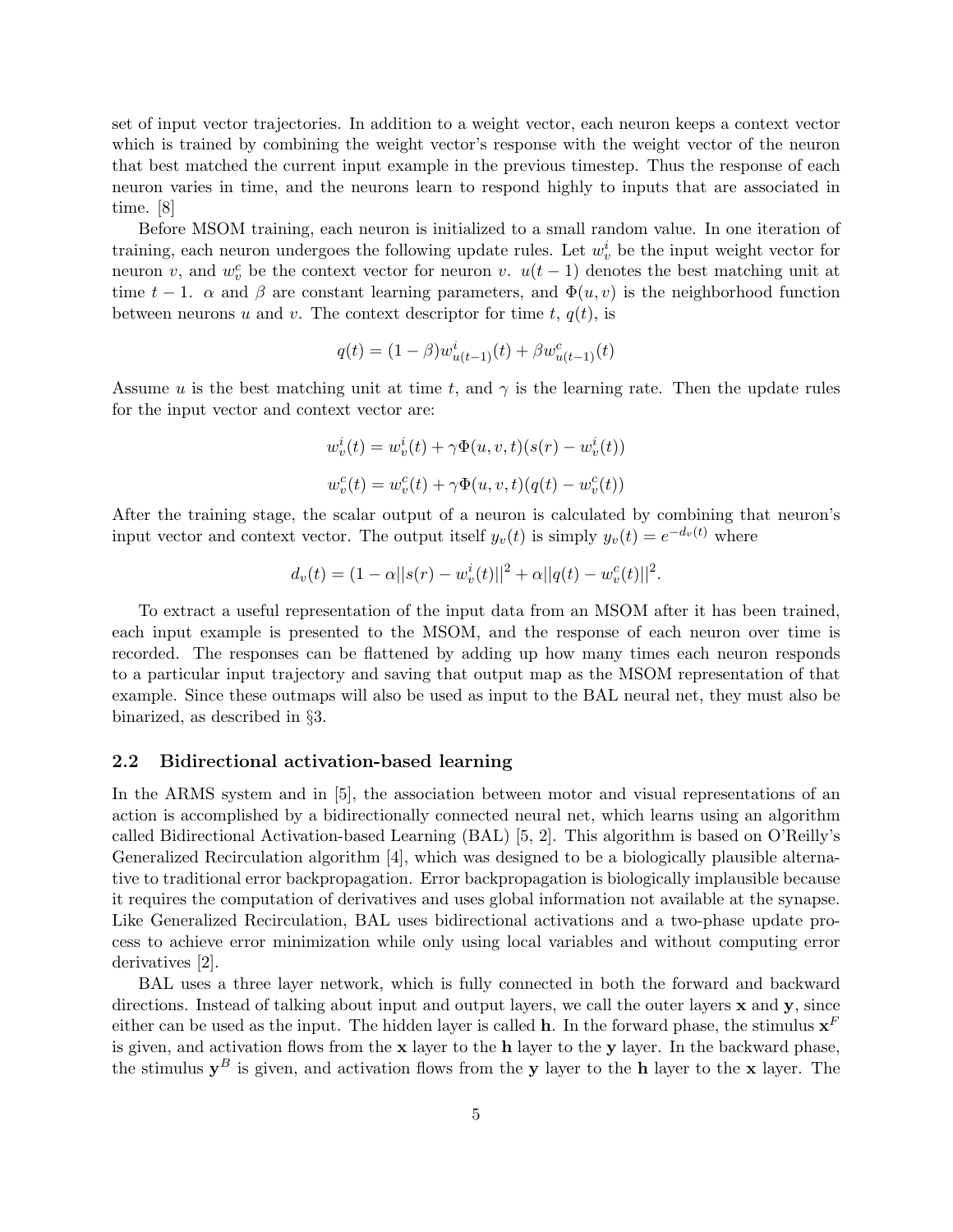set of input vector trajectories. In addition to a weight vector, each neuron keeps a context vector which is trained by combining the weight vector's response with the weight vector of the neuron that best matched the current input example in the previous timestep. Thus the response of each neuron varies in time, and the neurons learn to respond highly to inputs that are associated in time. [8]

Before MSOM training, each neuron is initialized to a small random value. In one iteration of training, each neuron undergoes the following update rules. Let $w_v^i$ be the input weight vector for neuron $v$, and $w_v^c$ be the context vector for neuron $v$. $u(t-1)$ denotes the best matching unit at time $t-1$. $\alpha$ and $\beta$ are constant learning parameters, and $\Phi(u,v)$ is the neighborhood function between neurons $u$ and $v$. The context descriptor for time $t$, $q(t)$, is

$$q(t) = (1-\beta)w_{u(t-1)}^i(t) + \beta w_{u(t-1)}^c(t)$$

Assume $u$ is the best matching unit at time $t$, and $\gamma$ is the learning rate. Then the update rules for the input vector and context vector are:

$$w_v^i(t) = w_v^i(t) + \gamma\Phi(u,v,t)(s(r) - w_v^i(t))$$

$$w_v^c(t) = w_v^c(t) + \gamma\Phi(u,v,t)(q(t) - w_v^c(t))$$

After the training stage, the scalar output of a neuron is calculated by combining that neuron's input vector and context vector. The output itself $y_v(t)$ is simply $y_v(t) = e^{-d_v(t)}$ where

$$d_v(t) = (1-\alpha||s(r) - w_v^i(t)||^2 + \alpha||q(t) - w_v^c(t)||^2.$$

To extract a useful representation of the input data from an MSOM after it has been trained, each input example is presented to the MSOM, and the response of each neuron over time is recorded. The responses can be flattened by adding up how many times each neuron responds to a particular input trajectory and saving that output map as the MSOM representation of that example. Since these outmaps will also be used as input to the BAL neural net, they must also be binarized, as described in §3.

### 2.2 Bidirectional activation-based learning

In the ARMS system and in [5], the association between motor and visual representations of an action is accomplished by a bidirectionally connected neural net, which learns using an algorithm called Bidirectional Activation-based Learning (BAL) [5, 2]. This algorithm is based on O'Reilly's Generalized Recirculation algorithm [4], which was designed to be a biologically plausible alternative to traditional error backpropagation. Error backpropagation is biologically implausible because it requires the computation of derivatives and uses global information not available at the synapse. Like Generalized Recirculation, BAL uses bidirectional activations and a two-phase update process to achieve error minimization while only using local variables and without computing error derivatives [2].

BAL uses a three layer network, which is fully connected in both the forward and backward directions. Instead of talking about input and output layers, we call the outer layers $\mathbf{x}$ and $\mathbf{y}$, since either can be used as the input. The hidden layer is called $\mathbf{h}$. In the forward phase, the stimulus $\mathbf{x}^F$ is given, and activation flows from the $\mathbf{x}$ layer to the $\mathbf{h}$ layer to the $\mathbf{y}$ layer. In the backward phase, the stimulus $\mathbf{y}^B$ is given, and activation flows from the $\mathbf{y}$ layer to the $\mathbf{h}$ layer to the $\mathbf{x}$ layer. The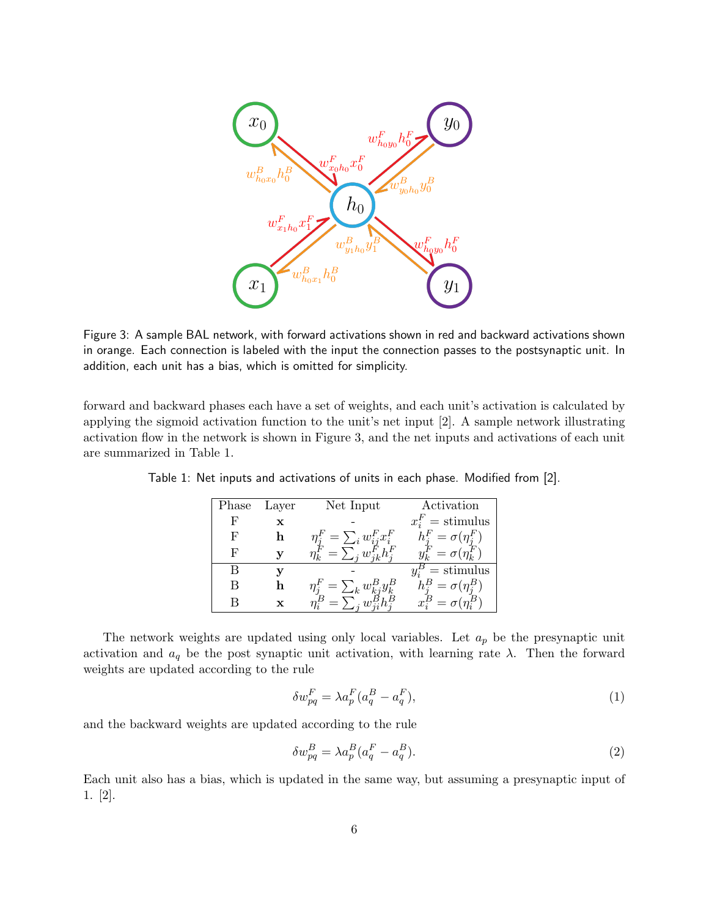Figure 3: A sample BAL network, with forward activations shown in red and backward activations shown in orange. Each connection is labeled with the input the connection passes to the postsynaptic unit. In addition, each unit has a bias, which is omitted for simplicity.

forward and backward phases each have a set of weights, and each unit's activation is calculated by applying the sigmoid activation function to the unit's net input [2]. A sample network illustrating activation flow in the network is shown in Figure 3, and the net inputs and activations of each unit are summarized in Table 1.

Table 1: Net inputs and activations of units in each phase. Modified from [2].

| Phase | Layer | Net Input | Activation |
|---|---|---|---|
| F | $\mathbf{x}$ | - | $x_i^F$ = stimulus |
| F | $\mathbf{h}$ | $\eta_j^F = \sum_i w_{ij}^F x_i^F$ | $h_j^F = \sigma(\eta_j^F)$ |
| F | $\mathbf{y}$ | $\eta_k^F = \sum_j w_{jk}^F h_j^F$ | $y_k^F = \sigma(\eta_k^F)$ |
| B | $\mathbf{y}$ | - | $y_i^B$ = stimulus |
| B | $\mathbf{h}$ | $\eta_j^F = \sum_k w_{kj}^B y_k^B$ | $h_j^B = \sigma(\eta_j^B)$ |
| B | $\mathbf{x}$ | $\eta_i^B = \sum_j w_{ji}^B h_j^B$ | $x_i^B = \sigma(\eta_i^B)$ |

The network weights are updated using only local variables. Let $a_p$ be the presynaptic unit activation and $a_q$ be the post synaptic unit activation, with learning rate $\lambda$. Then the forward weights are updated according to the rule

$$\delta w_{pq}^F = \lambda a_p^F (a_q^B - a_q^F), \tag{1}$$

and the backward weights are updated according to the rule

$$\delta w_{pq}^B = \lambda a_p^B (a_q^F - a_q^B). \tag{2}$$

Each unit also has a bias, which is updated in the same way, but assuming a presynaptic input of 1. [2].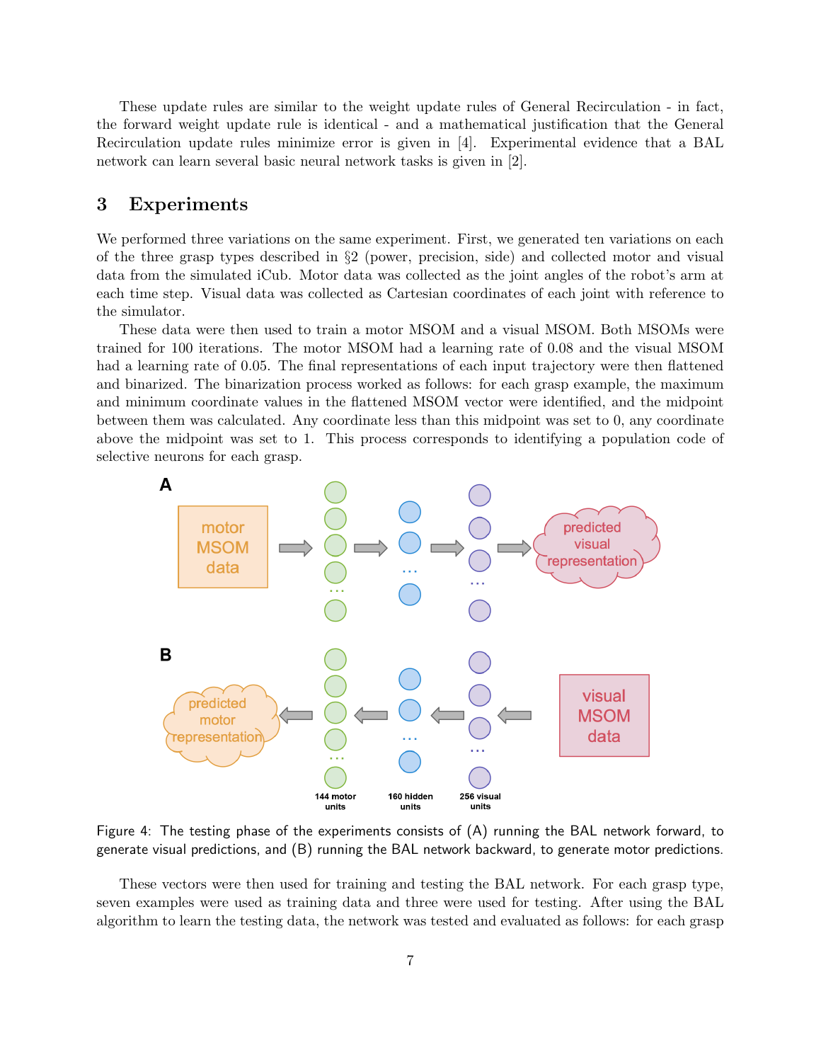These update rules are similar to the weight update rules of General Recirculation - in fact, the forward weight update rule is identical - and a mathematical justification that the General Recirculation update rules minimize error is given in [4]. Experimental evidence that a BAL network can learn several basic neural network tasks is given in [2].

## 3 Experiments

We performed three variations on the same experiment. First, we generated ten variations on each of the three grasp types described in §2 (power, precision, side) and collected motor and visual data from the simulated iCub. Motor data was collected as the joint angles of the robot's arm at each time step. Visual data was collected as Cartesian coordinates of each joint with reference to the simulator.

These data were then used to train a motor MSOM and a visual MSOM. Both MSOMs were trained for 100 iterations. The motor MSOM had a learning rate of 0.08 and the visual MSOM had a learning rate of 0.05. The final representations of each input trajectory were then flattened and binarized. The binarization process worked as follows: for each grasp example, the maximum and minimum coordinate values in the flattened MSOM vector were identified, and the midpoint between them was calculated. Any coordinate less than this midpoint was set to 0, any coordinate above the midpoint was set to 1. This process corresponds to identifying a population code of selective neurons for each grasp.

Figure 4: The testing phase of the experiments consists of (A) running the BAL network forward, to generate visual predictions, and (B) running the BAL network backward, to generate motor predictions.

These vectors were then used for training and testing the BAL network. For each grasp type, seven examples were used as training data and three were used for testing. After using the BAL algorithm to learn the testing data, the network was tested and evaluated as follows: for each grasp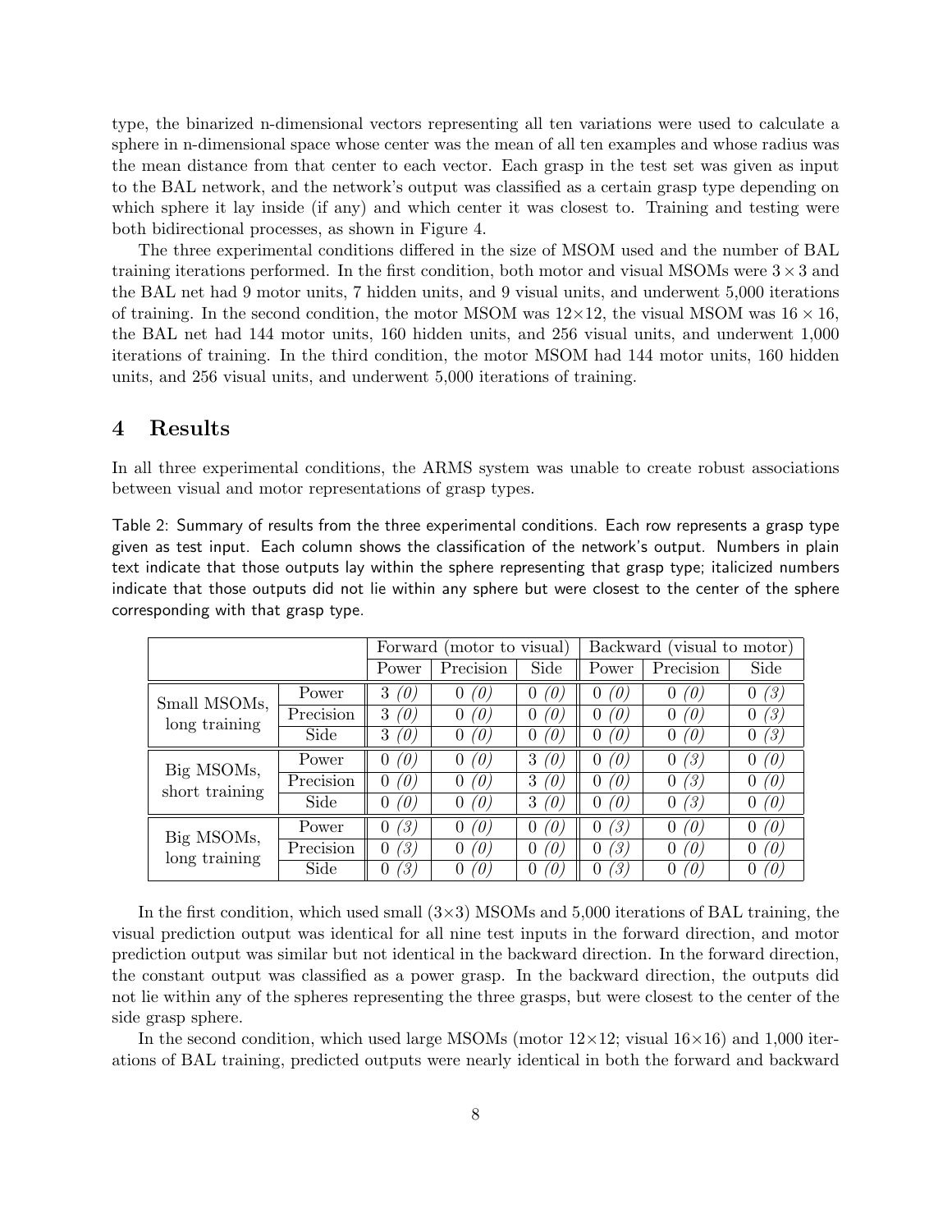type, the binarized n-dimensional vectors representing all ten variations were used to calculate a sphere in n-dimensional space whose center was the mean of all ten examples and whose radius was the mean distance from that center to each vector. Each grasp in the test set was given as input to the BAL network, and the network's output was classified as a certain grasp type depending on which sphere it lay inside (if any) and which center it was closest to. Training and testing were both bidirectional processes, as shown in Figure 4.

The three experimental conditions differed in the size of MSOM used and the number of BAL training iterations performed. In the first condition, both motor and visual MSOMs were $3 \times 3$ and the BAL net had 9 motor units, 7 hidden units, and 9 visual units, and underwent 5,000 iterations of training. In the second condition, the motor MSOM was $12 \times 12$, the visual MSOM was $16 \times 16$, the BAL net had 144 motor units, 160 hidden units, and 256 visual units, and underwent 1,000 iterations of training. In the third condition, the motor MSOM had 144 motor units, 160 hidden units, and 256 visual units, and underwent 5,000 iterations of training.

# 4 Results

In all three experimental conditions, the ARMS system was unable to create robust associations between visual and motor representations of grasp types.

Table 2: Summary of results from the three experimental conditions. Each row represents a grasp type given as test input. Each column shows the classification of the network's output. Numbers in plain text indicate that those outputs lay within the sphere representing that grasp type; italicized numbers indicate that those outputs did not lie within any sphere but were closest to the center of the sphere corresponding with that grasp type.

| | | Forward (motor to visual) | | | Backward (visual to motor) | | |
|---|---|---|---|---|---|---|---|
| | | Power | Precision | Side | Power | Precision | Side |
| Small MSOMs, long training | Power | 3 *(0)* | 0 *(0)* | 0 *(0)* | 0 *(0)* | 0 *(0)* | 0 *(3)* |
| | Precision | 3 *(0)* | 0 *(0)* | 0 *(0)* | 0 *(0)* | 0 *(0)* | 0 *(3)* |
| | Side | 3 *(0)* | 0 *(0)* | 0 *(0)* | 0 *(0)* | 0 *(0)* | 0 *(3)* |
| Big MSOMs, short training | Power | 0 *(0)* | 0 *(0)* | 3 *(0)* | 0 *(0)* | 0 *(3)* | 0 *(0)* |
| | Precision | 0 *(0)* | 0 *(0)* | 3 *(0)* | 0 *(0)* | 0 *(3)* | 0 *(0)* |
| | Side | 0 *(0)* | 0 *(0)* | 3 *(0)* | 0 *(0)* | 0 *(3)* | 0 *(0)* |
| Big MSOMs, long training | Power | 0 *(3)* | 0 *(0)* | 0 *(0)* | 0 *(3)* | 0 *(0)* | 0 *(0)* |
| | Precision | 0 *(3)* | 0 *(0)* | 0 *(0)* | 0 *(3)* | 0 *(0)* | 0 *(0)* |
| | Side | 0 *(3)* | 0 *(0)* | 0 *(0)* | 0 *(3)* | 0 *(0)* | 0 *(0)* |

In the first condition, which used small ($3 \times 3$) MSOMs and 5,000 iterations of BAL training, the visual prediction output was identical for all nine test inputs in the forward direction, and motor prediction output was similar but not identical in the backward direction. In the forward direction, the constant output was classified as a power grasp. In the backward direction, the outputs did not lie within any of the spheres representing the three grasps, but were closest to the center of the side grasp sphere.

In the second condition, which used large MSOMs (motor $12 \times 12$; visual $16 \times 16$) and 1,000 iterations of BAL training, predicted outputs were nearly identical in both the forward and backward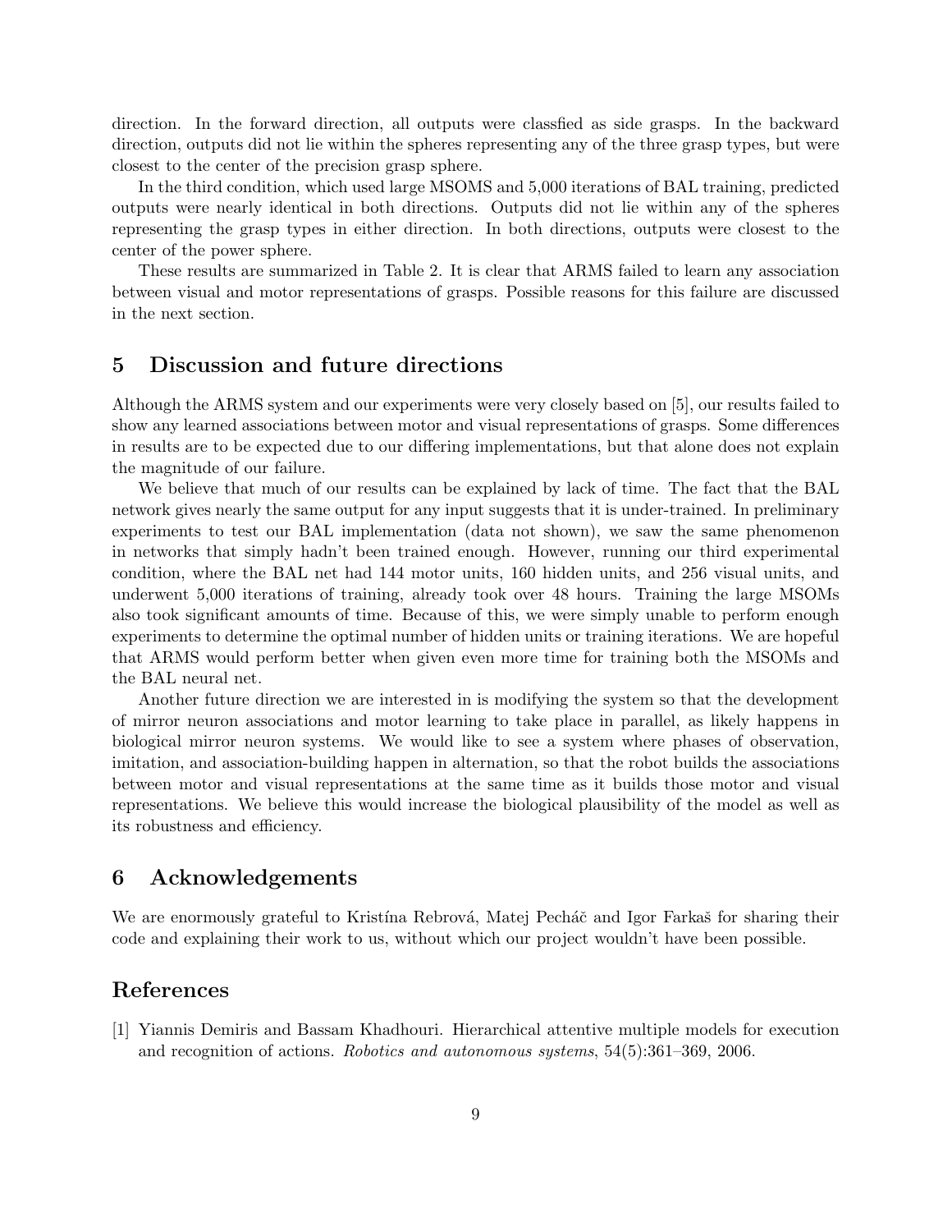direction. In the forward direction, all outputs were classfied as side grasps. In the backward direction, outputs did not lie within the spheres representing any of the three grasp types, but were closest to the center of the precision grasp sphere.

In the third condition, which used large MSOMS and 5,000 iterations of BAL training, predicted outputs were nearly identical in both directions. Outputs did not lie within any of the spheres representing the grasp types in either direction. In both directions, outputs were closest to the center of the power sphere.

These results are summarized in Table 2. It is clear that ARMS failed to learn any association between visual and motor representations of grasps. Possible reasons for this failure are discussed in the next section.

## 5 Discussion and future directions

Although the ARMS system and our experiments were very closely based on [5], our results failed to show any learned associations between motor and visual representations of grasps. Some differences in results are to be expected due to our differing implementations, but that alone does not explain the magnitude of our failure.

We believe that much of our results can be explained by lack of time. The fact that the BAL network gives nearly the same output for any input suggests that it is under-trained. In preliminary experiments to test our BAL implementation (data not shown), we saw the same phenomenon in networks that simply hadn't been trained enough. However, running our third experimental condition, where the BAL net had 144 motor units, 160 hidden units, and 256 visual units, and underwent 5,000 iterations of training, already took over 48 hours. Training the large MSOMs also took significant amounts of time. Because of this, we were simply unable to perform enough experiments to determine the optimal number of hidden units or training iterations. We are hopeful that ARMS would perform better when given even more time for training both the MSOMs and the BAL neural net.

Another future direction we are interested in is modifying the system so that the development of mirror neuron associations and motor learning to take place in parallel, as likely happens in biological mirror neuron systems. We would like to see a system where phases of observation, imitation, and association-building happen in alternation, so that the robot builds the associations between motor and visual representations at the same time as it builds those motor and visual representations. We believe this would increase the biological plausibility of the model as well as its robustness and efficiency.

## 6 Acknowledgements

We are enormously grateful to Kristína Rebrová, Matej Pecháč and Igor Farkaš for sharing their code and explaining their work to us, without which our project wouldn't have been possible.

## References

[1] Yiannis Demiris and Bassam Khadhouri. Hierarchical attentive multiple models for execution and recognition of actions. *Robotics and autonomous systems*, 54(5):361–369, 2006.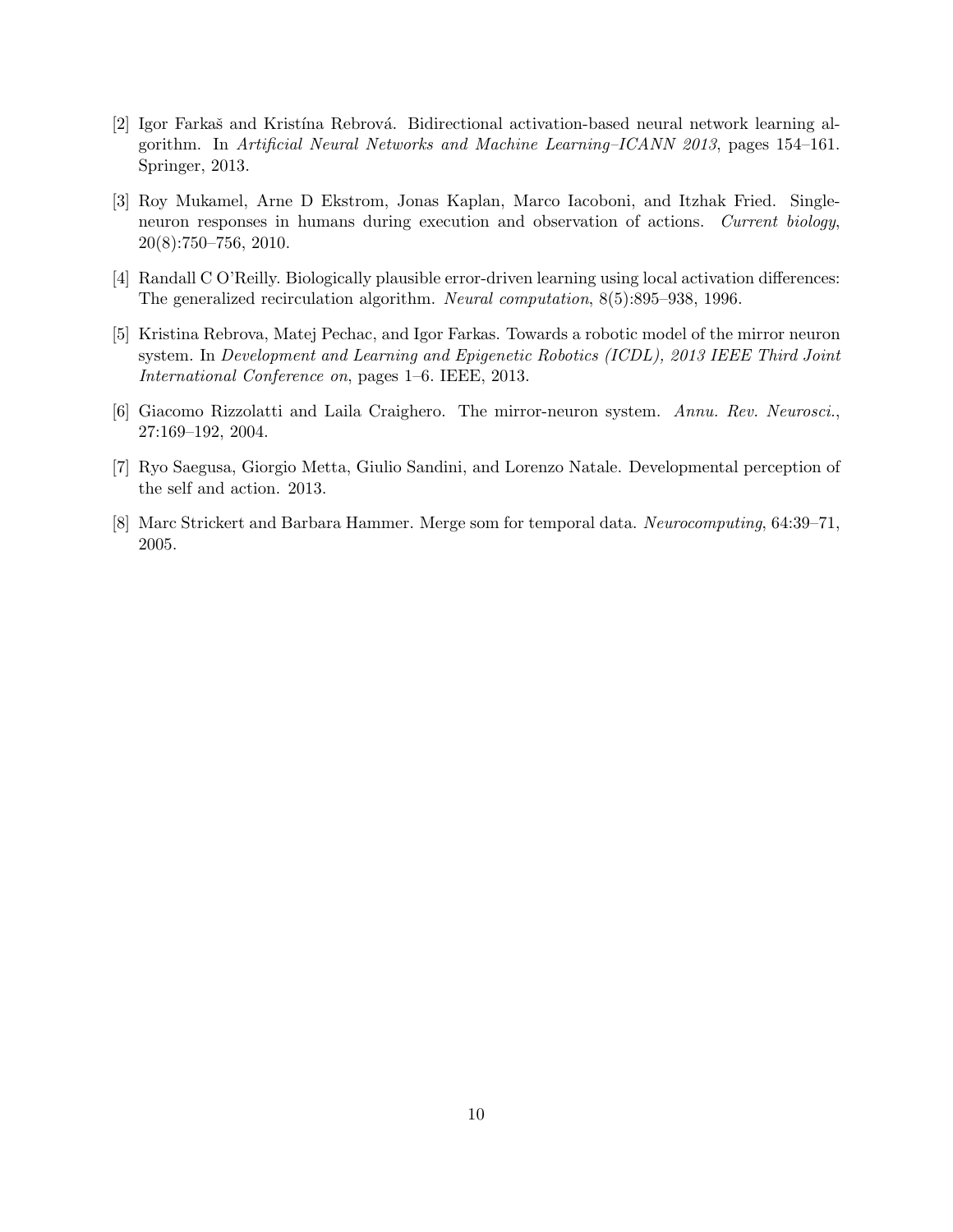[2] Igor Farkaš and Kristína Rebrová. Bidirectional activation-based neural network learning algorithm. In *Artificial Neural Networks and Machine Learning–ICANN 2013*, pages 154–161. Springer, 2013.

[3] Roy Mukamel, Arne D Ekstrom, Jonas Kaplan, Marco Iacoboni, and Itzhak Fried. Single-neuron responses in humans during execution and observation of actions. *Current biology*, 20(8):750–756, 2010.

[4] Randall C O'Reilly. Biologically plausible error-driven learning using local activation differences: The generalized recirculation algorithm. *Neural computation*, 8(5):895–938, 1996.

[5] Kristina Rebrova, Matej Pechac, and Igor Farkas. Towards a robotic model of the mirror neuron system. In *Development and Learning and Epigenetic Robotics (ICDL), 2013 IEEE Third Joint International Conference on*, pages 1–6. IEEE, 2013.

[6] Giacomo Rizzolatti and Laila Craighero. The mirror-neuron system. *Annu. Rev. Neurosci.*, 27:169–192, 2004.

[7] Ryo Saegusa, Giorgio Metta, Giulio Sandini, and Lorenzo Natale. Developmental perception of the self and action. 2013.

[8] Marc Strickert and Barbara Hammer. Merge som for temporal data. *Neurocomputing*, 64:39–71, 2005.